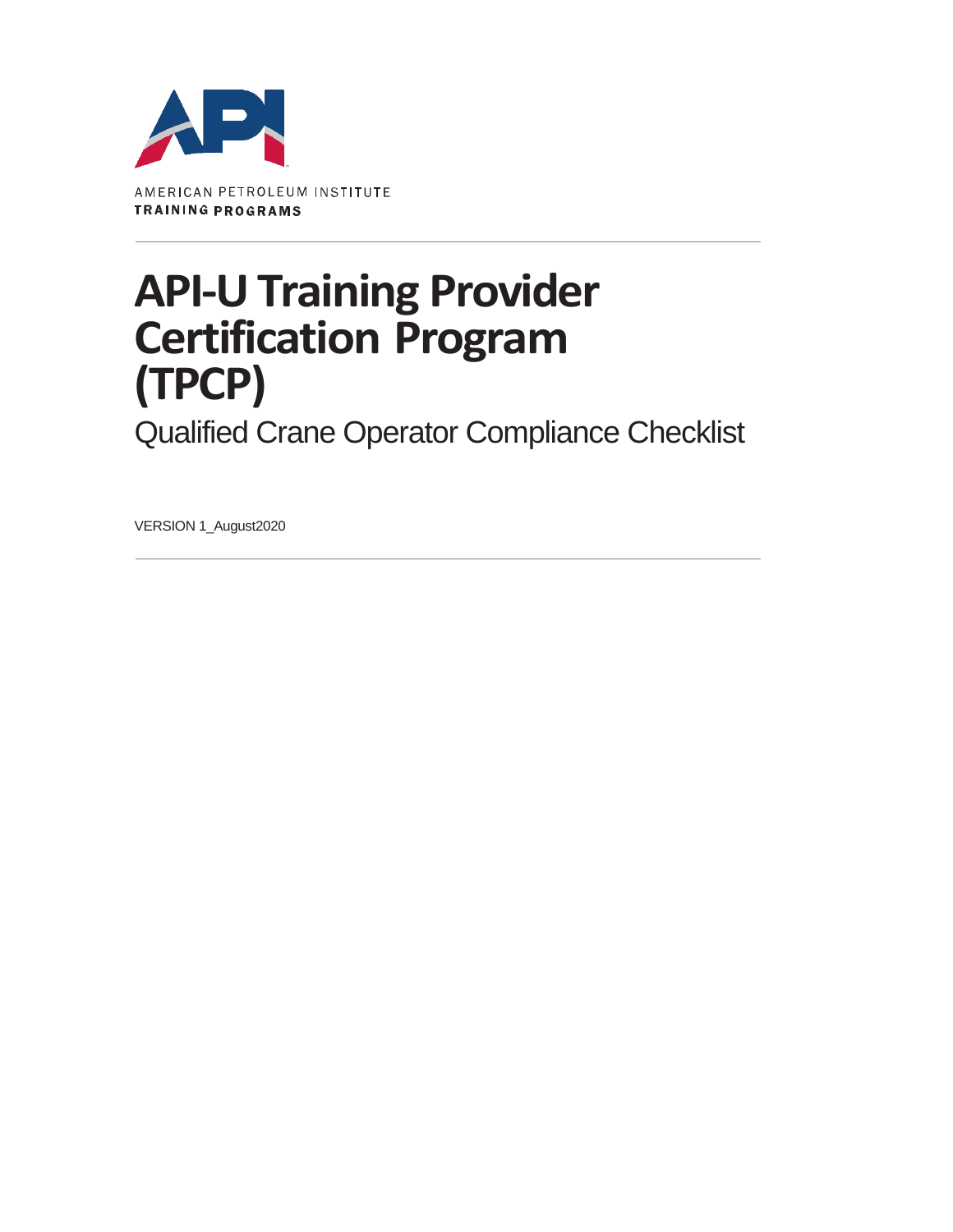AMERICAN PETROLEUM INSTITUTE
**TRAINING PROGRAMS**

---

# API-U Training Provider Certification Program (TPCP)

## Qualified Crane Operator Compliance Checklist

VERSION 1_August2020

---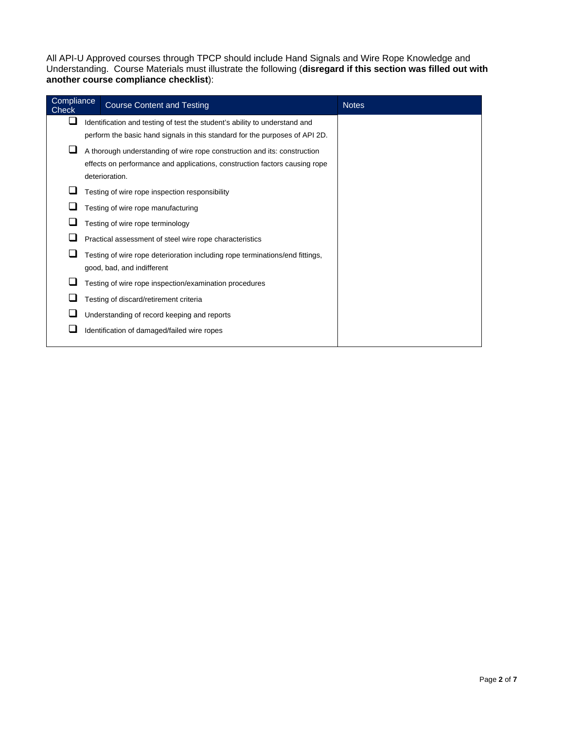All API-U Approved courses through TPCP should include Hand Signals and Wire Rope Knowledge and Understanding. Course Materials must illustrate the following (**disregard if this section was filled out with another course compliance checklist**):

| Compliance Check | Course Content and Testing | Notes |
|---|---|---|
| ❑ | Identification and testing of test the student's ability to understand and perform the basic hand signals in this standard for the purposes of API 2D. | |
| ❑ | A thorough understanding of wire rope construction and its: construction effects on performance and applications, construction factors causing rope deterioration. | |
| ❑ | Testing of wire rope inspection responsibility | |
| ❑ | Testing of wire rope manufacturing | |
| ❑ | Testing of wire rope terminology | |
| ❑ | Practical assessment of steel wire rope characteristics | |
| ❑ | Testing of wire rope deterioration including rope terminations/end fittings, good, bad, and indifferent | |
| ❑ | Testing of wire rope inspection/examination procedures | |
| ❑ | Testing of discard/retirement criteria | |
| ❑ | Understanding of record keeping and reports | |
| ❑ | Identification of damaged/failed wire ropes | |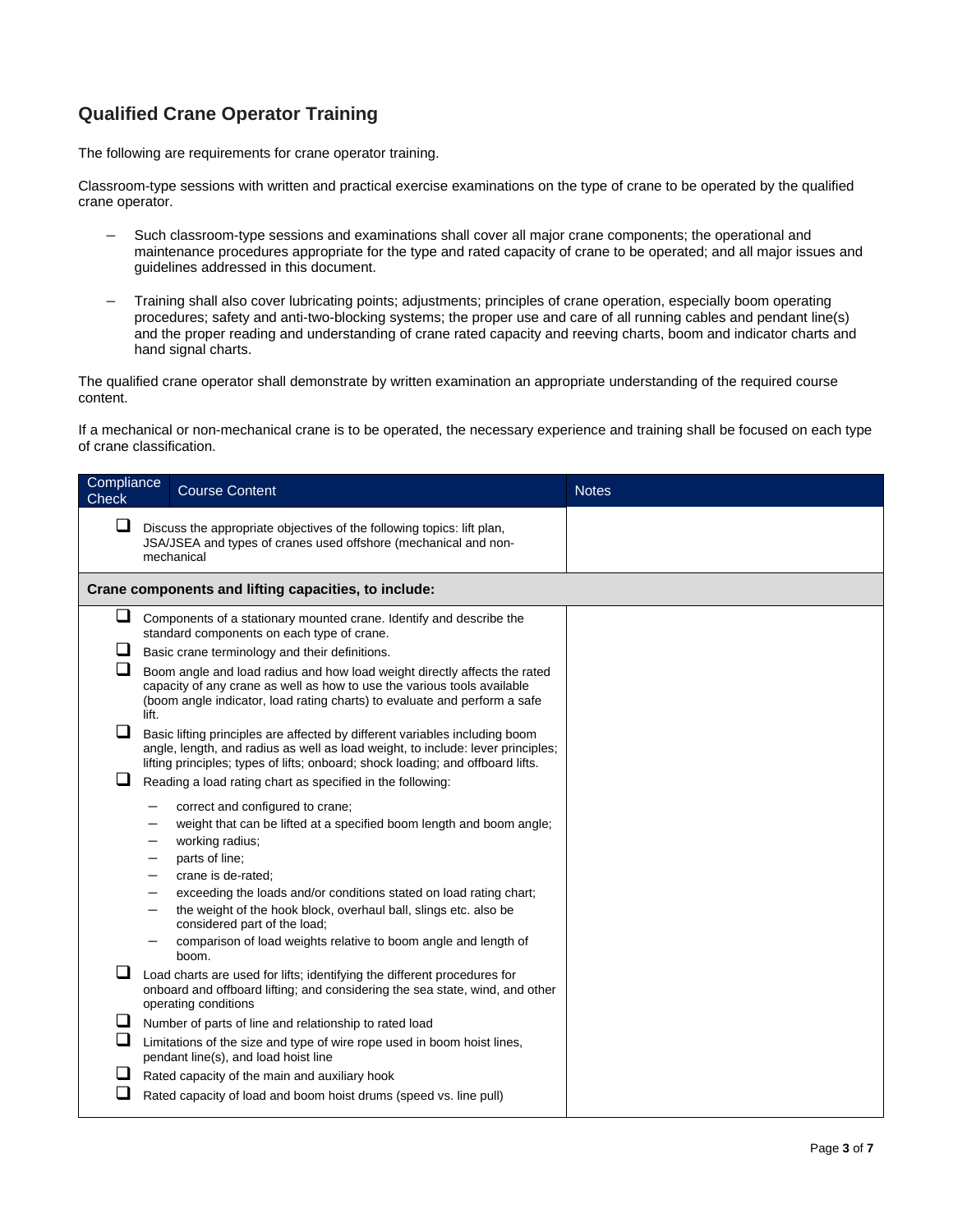## Qualified Crane Operator Training

The following are requirements for crane operator training.

Classroom-type sessions with written and practical exercise examinations on the type of crane to be operated by the qualified crane operator.

- Such classroom-type sessions and examinations shall cover all major crane components; the operational and maintenance procedures appropriate for the type and rated capacity of crane to be operated; and all major issues and guidelines addressed in this document.
- Training shall also cover lubricating points; adjustments; principles of crane operation, especially boom operating procedures; safety and anti-two-blocking systems; the proper use and care of all running cables and pendant line(s) and the proper reading and understanding of crane rated capacity and reeving charts, boom and indicator charts and hand signal charts.

The qualified crane operator shall demonstrate by written examination an appropriate understanding of the required course content.

If a mechanical or non-mechanical crane is to be operated, the necessary experience and training shall be focused on each type of crane classification.

| Compliance Check | Course Content | Notes |
|---|---|---|
| ❑ | Discuss the appropriate objectives of the following topics: lift plan, JSA/JSEA and types of cranes used offshore (mechanical and non-mechanical | |
| **Crane components and lifting capacities, to include:** | | |
| ❑ | Components of a stationary mounted crane. Identify and describe the standard components on each type of crane. | |
| ❑ | Basic crane terminology and their definitions. | |
| ❑ | Boom angle and load radius and how load weight directly affects the rated capacity of any crane as well as how to use the various tools available (boom angle indicator, load rating charts) to evaluate and perform a safe lift. | |
| ❑ | Basic lifting principles are affected by different variables including boom angle, length, and radius as well as load weight, to include: lever principles; lifting principles; types of lifts; onboard; shock loading; and offboard lifts. | |
| ❑ | Reading a load rating chart as specified in the following:<br>– correct and configured to crane;<br>– weight that can be lifted at a specified boom length and boom angle;<br>– working radius;<br>– parts of line;<br>– crane is de-rated;<br>– exceeding the loads and/or conditions stated on load rating chart;<br>– the weight of the hook block, overhaul ball, slings etc. also be considered part of the load;<br>– comparison of load weights relative to boom angle and length of boom. | |
| ❑ | Load charts are used for lifts; identifying the different procedures for onboard and offboard lifting; and considering the sea state, wind, and other operating conditions | |
| ❑ | Number of parts of line and relationship to rated load | |
| ❑ | Limitations of the size and type of wire rope used in boom hoist lines, pendant line(s), and load hoist line | |
| ❑ | Rated capacity of the main and auxiliary hook | |
| ❑ | Rated capacity of load and boom hoist drums (speed vs. line pull) | |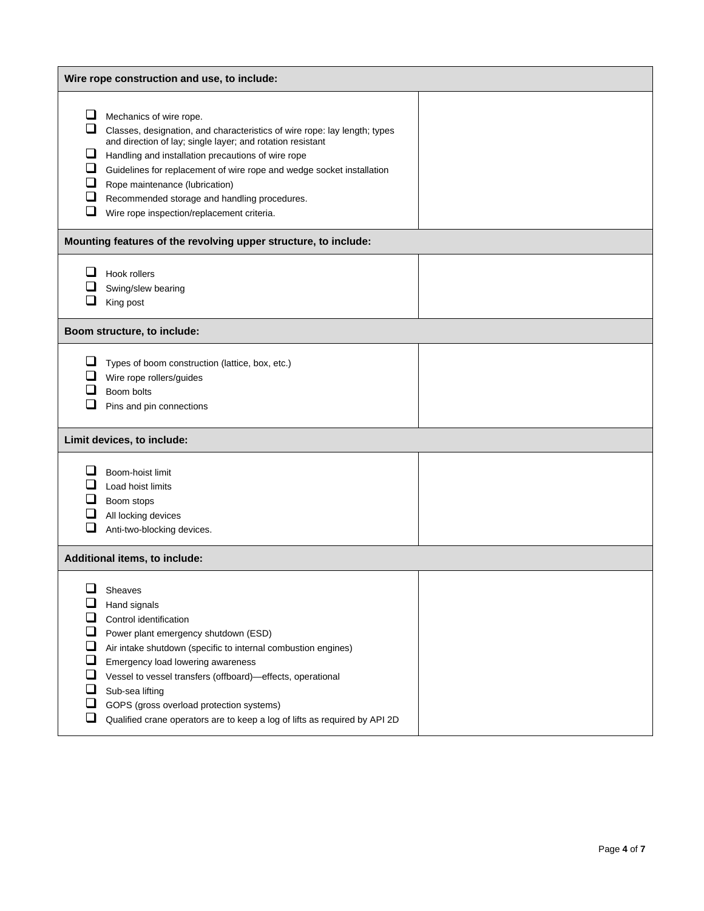| Wire rope construction and use, to include: | |
|---|---|
| ❑ Mechanics of wire rope.<br>❑ Classes, designation, and characteristics of wire rope: lay length; types and direction of lay; single layer; and rotation resistant<br>❑ Handling and installation precautions of wire rope<br>❑ Guidelines for replacement of wire rope and wedge socket installation<br>❑ Rope maintenance (lubrication)<br>❑ Recommended storage and handling procedures.<br>❑ Wire rope inspection/replacement criteria. | |
| **Mounting features of the revolving upper structure, to include:** | |
| ❑ Hook rollers<br>❑ Swing/slew bearing<br>❑ King post | |
| **Boom structure, to include:** | |
| ❑ Types of boom construction (lattice, box, etc.)<br>❑ Wire rope rollers/guides<br>❑ Boom bolts<br>❑ Pins and pin connections | |
| **Limit devices, to include:** | |
| ❑ Boom-hoist limit<br>❑ Load hoist limits<br>❑ Boom stops<br>❑ All locking devices<br>❑ Anti-two-blocking devices. | |
| **Additional items, to include:** | |
| ❑ Sheaves<br>❑ Hand signals<br>❑ Control identification<br>❑ Power plant emergency shutdown (ESD)<br>❑ Air intake shutdown (specific to internal combustion engines)<br>❑ Emergency load lowering awareness<br>❑ Vessel to vessel transfers (offboard)—effects, operational<br>❑ Sub-sea lifting<br>❑ GOPS (gross overload protection systems)<br>❑ Qualified crane operators are to keep a log of lifts as required by API 2D | |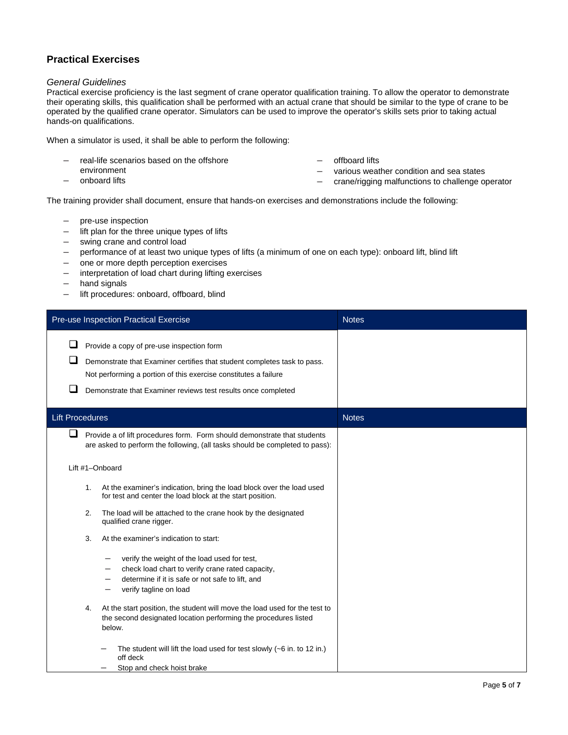## Practical Exercises

*General Guidelines*

Practical exercise proficiency is the last segment of crane operator qualification training. To allow the operator to demonstrate their operating skills, this qualification shall be performed with an actual crane that should be similar to the type of crane to be operated by the qualified crane operator. Simulators can be used to improve the operator's skills sets prior to taking actual hands-on qualifications.

When a simulator is used, it shall be able to perform the following:

- real-life scenarios based on the offshore environment
- onboard lifts
- offboard lifts
- various weather condition and sea states
- crane/rigging malfunctions to challenge operator

The training provider shall document, ensure that hands-on exercises and demonstrations include the following:

- pre-use inspection
- lift plan for the three unique types of lifts
- swing crane and control load
- performance of at least two unique types of lifts (a minimum of one on each type): onboard lift, blind lift
- one or more depth perception exercises
- interpretation of load chart during lifting exercises
- hand signals
- lift procedures: onboard, offboard, blind

| Pre-use Inspection Practical Exercise | Notes |
|---|---|
| ❑ Provide a copy of pre-use inspection form<br>❑ Demonstrate that Examiner certifies that student completes task to pass. Not performing a portion of this exercise constitutes a failure<br>❑ Demonstrate that Examiner reviews test results once completed | |

| Lift Procedures | Notes |
|---|---|
| ❑ Provide a of lift procedures form. Form should demonstrate that students are asked to perform the following, (all tasks should be completed to pass):<br><br>Lift #1–Onboard<br><br>1. At the examiner's indication, bring the load block over the load used for test and center the load block at the start position.<br>2. The load will be attached to the crane hook by the designated qualified crane rigger.<br>3. At the examiner's indication to start:<br>– verify the weight of the load used for test,<br>– check load chart to verify crane rated capacity,<br>– determine if it is safe or not safe to lift, and<br>– verify tagline on load<br>4. At the start position, the student will move the load used for the test to the second designated location performing the procedures listed below.<br>– The student will lift the load used for test slowly (~6 in. to 12 in.) off deck<br>– Stop and check hoist brake | |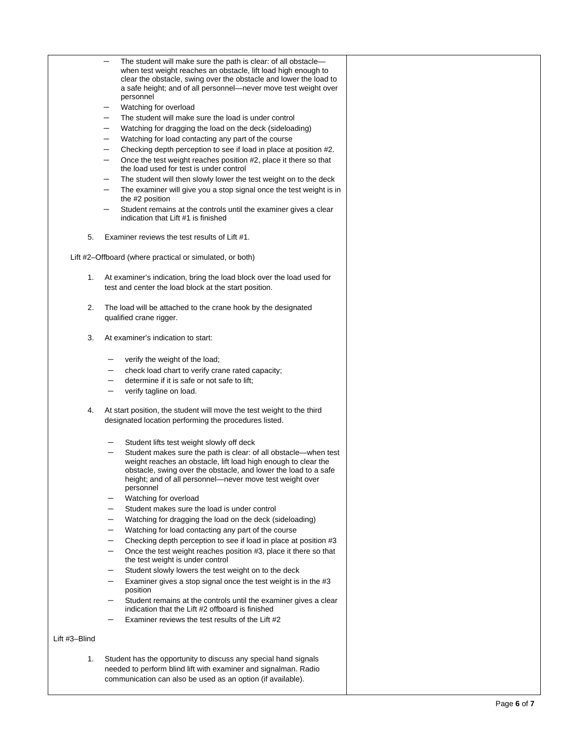- The student will make sure the path is clear: of all obstacle—when test weight reaches an obstacle, lift load high enough to clear the obstacle, swing over the obstacle and lower the load to a safe height; and of all personnel—never move test weight over personnel
- Watching for overload
- The student will make sure the load is under control
- Watching for dragging the load on the deck (sideloading)
- Watching for load contacting any part of the course
- Checking depth perception to see if load in place at position #2.
- Once the test weight reaches position #2, place it there so that the load used for test is under control
- The student will then slowly lower the test weight on to the deck
- The examiner will give you a stop signal once the test weight is in the #2 position
- Student remains at the controls until the examiner gives a clear indication that Lift #1 is finished

5. Examiner reviews the test results of Lift #1.

Lift #2–Offboard (where practical or simulated, or both)

1. At examiner's indication, bring the load block over the load used for test and center the load block at the start position.

2. The load will be attached to the crane hook by the designated qualified crane rigger.

3. At examiner's indication to start:

   - verify the weight of the load;
   - check load chart to verify crane rated capacity;
   - determine if it is safe or not safe to lift;
   - verify tagline on load.

4. At start position, the student will move the test weight to the third designated location performing the procedures listed.

   - Student lifts test weight slowly off deck
   - Student makes sure the path is clear: of all obstacle—when test weight reaches an obstacle, lift load high enough to clear the obstacle, swing over the obstacle, and lower the load to a safe height; and of all personnel—never move test weight over personnel
   - Watching for overload
   - Student makes sure the load is under control
   - Watching for dragging the load on the deck (sideloading)
   - Watching for load contacting any part of the course
   - Checking depth perception to see if load in place at position #3
   - Once the test weight reaches position #3, place it there so that the test weight is under control
   - Student slowly lowers the test weight on to the deck
   - Examiner gives a stop signal once the test weight is in the #3 position
   - Student remains at the controls until the examiner gives a clear indication that the Lift #2 offboard is finished
   - Examiner reviews the test results of the Lift #2

Lift #3–Blind

1. Student has the opportunity to discuss any special hand signals needed to perform blind lift with examiner and signalman. Radio communication can also be used as an option (if available).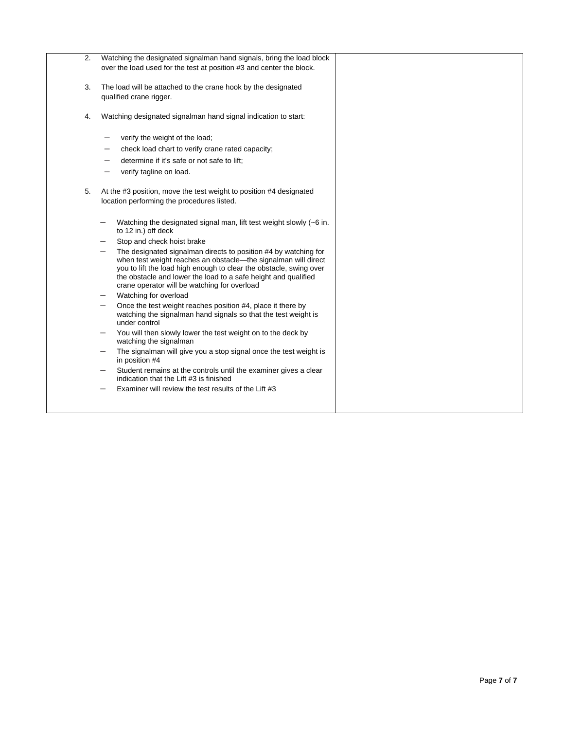| | |
|---|---|
| 2. Watching the designated signalman hand signals, bring the load block over the load used for the test at position #3 and center the block.<br><br>3. The load will be attached to the crane hook by the designated qualified crane rigger.<br><br>4. Watching designated signalman hand signal indication to start:<br>– verify the weight of the load;<br>– check load chart to verify crane rated capacity;<br>– determine if it's safe or not safe to lift;<br>– verify tagline on load.<br><br>5. At the #3 position, move the test weight to position #4 designated location performing the procedures listed.<br>– Watching the designated signal man, lift test weight slowly (~6 in. to 12 in.) off deck<br>– Stop and check hoist brake<br>– The designated signalman directs to position #4 by watching for when test weight reaches an obstacle—the signalman will direct you to lift the load high enough to clear the obstacle, swing over the obstacle and lower the load to a safe height and qualified crane operator will be watching for overload<br>– Watching for overload<br>– Once the test weight reaches position #4, place it there by watching the signalman hand signals so that the test weight is under control<br>– You will then slowly lower the test weight on to the deck by watching the signalman<br>– The signalman will give you a stop signal once the test weight is in position #4<br>– Student remains at the controls until the examiner gives a clear indication that the Lift #3 is finished<br>– Examiner will review the test results of the Lift #3 | |